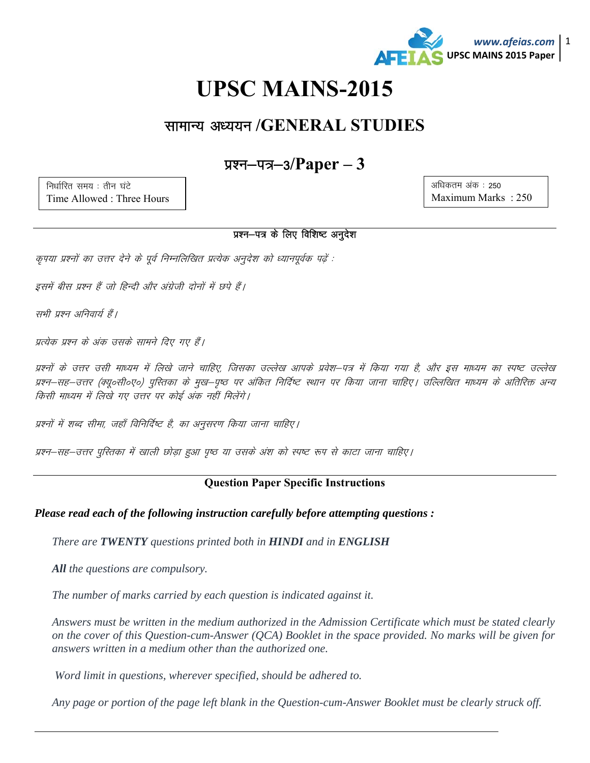# UPSC MAINS-2015

## सामान्य अध्ययन /GENERAL STUDIES

## प्रश्न–पत्र–3/Paper – 3

| निर्धारित समय : तीन घंटे<br>Time Allowed : Three Hours | अधिकतम अंक : 250<br>Maximum Marks : 250 |
|---|---|

### प्रश्न–पत्र के लिए विशिष्ट अनुदेश

*कृपया प्रश्नों का उत्तर देने के पूर्व निम्नलिखित प्रत्येक अनुदेश को ध्यानपूर्वक पढ़ें :*

*इसमें बीस प्रश्न हैं जो हिन्दी और अंग्रेजी दोनों में छपे हैं।*

*सभी प्रश्न अनिवार्य हैं।*

*प्रत्येक प्रश्न के अंक उसके सामने दिए गए हैं।*

*प्रश्नों के उत्तर उसी माध्यम में लिखे जाने चाहिए, जिसका उल्लेख आपके प्रवेश–पत्र में किया गया है, और इस माध्यम का स्पष्ट उल्लेख प्रश्न–सह–उत्तर (क्यू०सी०ए०) पुस्तिका के मुख–पृष्ठ पर अंकित निर्दिष्ट स्थान पर किया जाना चाहिए। उल्लिखित माध्यम के अतिरिक्त अन्य किसी माध्यम में लिखे गए उत्तर पर कोई अंक नहीं मिलेंगे।*

*प्रश्नों में शब्द सीमा, जहाँ विनिर्दिष्ट है, का अनुसरण किया जाना चाहिए।*

*प्रश्न–सह–उत्तर पुस्तिका में खाली छोड़ा हुआ पृष्ठ या उसके अंश को स्पष्ट रूप से काटा जाना चाहिए।*

### Question Paper Specific Instructions

***Please read each of the following instruction carefully before attempting questions :***

*There are **TWENTY** questions printed both in **HINDI** and in **ENGLISH***

***All** the questions are compulsory.*

*The number of marks carried by each question is indicated against it.*

*Answers must be written in the medium authorized in the Admission Certificate which must be stated clearly on the cover of this Question-cum-Answer (QCA) Booklet in the space provided. No marks will be given for answers written in a medium other than the authorized one.*

*Word limit in questions, wherever specified, should be adhered to.*

*Any page or portion of the page left blank in the Question-cum-Answer Booklet must be clearly struck off.*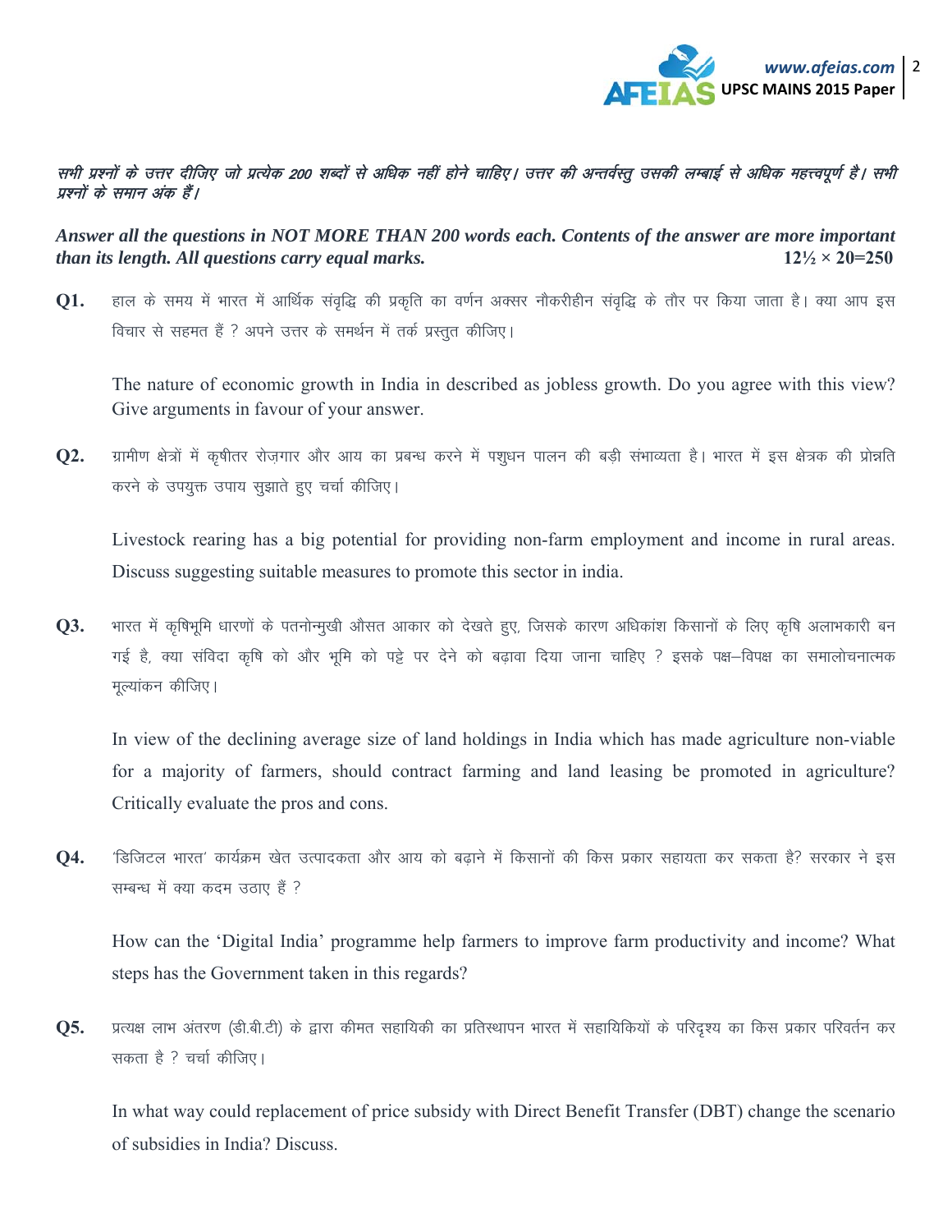*सभी प्रश्नों के उत्तर दीजिए जो प्रत्येक 200 शब्दों से अधिक नहीं होने चाहिए। उत्तर की अन्तर्वस्तु उसकी लम्बाई से अधिक महत्त्वपूर्ण है। सभी प्रश्नों के समान अंक हैं।*

***Answer all the questions in NOT MORE THAN 200 words each. Contents of the answer are more important than its length. All questions carry equal marks.*** **12½ × 20=250**

**Q1.** हाल के समय में भारत में आर्थिक संवृद्धि की प्रकृति का वर्णन अक्सर नौकरीहीन संवृद्धि के तौर पर किया जाता है। क्या आप इस विचार से सहमत हैं ? अपने उत्तर के समर्थन में तर्क प्रस्तुत कीजिए।

The nature of economic growth in India in described as jobless growth. Do you agree with this view? Give arguments in favour of your answer.

**Q2.** ग्रामीण क्षेत्रों में कृषीतर रोज़गार और आय का प्रबन्ध करने में पशुधन पालन की बड़ी संभाव्यता है। भारत में इस क्षेत्रक की प्रोन्नति करने के उपयुक्त उपाय सुझाते हुए चर्चा कीजिए।

Livestock rearing has a big potential for providing non-farm employment and income in rural areas. Discuss suggesting suitable measures to promote this sector in india.

**Q3.** भारत में कृषिभूमि धारणों के पतनोन्मुखी औसत आकार को देखते हुए, जिसके कारण अधिकांश किसानों के लिए कृषि अलाभकारी बन गई है, क्या संविदा कृषि को और भूमि को पट्टे पर देने को बढ़ावा दिया जाना चाहिए ? इसके पक्ष–विपक्ष का समालोचनात्मक मूल्यांकन कीजिए।

In view of the declining average size of land holdings in India which has made agriculture non-viable for a majority of farmers, should contract farming and land leasing be promoted in agriculture? Critically evaluate the pros and cons.

**Q4.** 'डिजिटल भारत' कार्यक्रम खेत उत्पादकता और आय को बढ़ाने में किसानों की किस प्रकार सहायता कर सकता है? सरकार ने इस सम्बन्ध में क्या कदम उठाए हैं ?

How can the 'Digital India' programme help farmers to improve farm productivity and income? What steps has the Government taken in this regards?

**Q5.** प्रत्यक्ष लाभ अंतरण (डी.बी.टी) के द्वारा कीमत सहायिकी का प्रतिस्थापन भारत में सहायिकियों के परिदृश्य का किस प्रकार परिवर्तन कर सकता है ? चर्चा कीजिए।

In what way could replacement of price subsidy with Direct Benefit Transfer (DBT) change the scenario of subsidies in India? Discuss.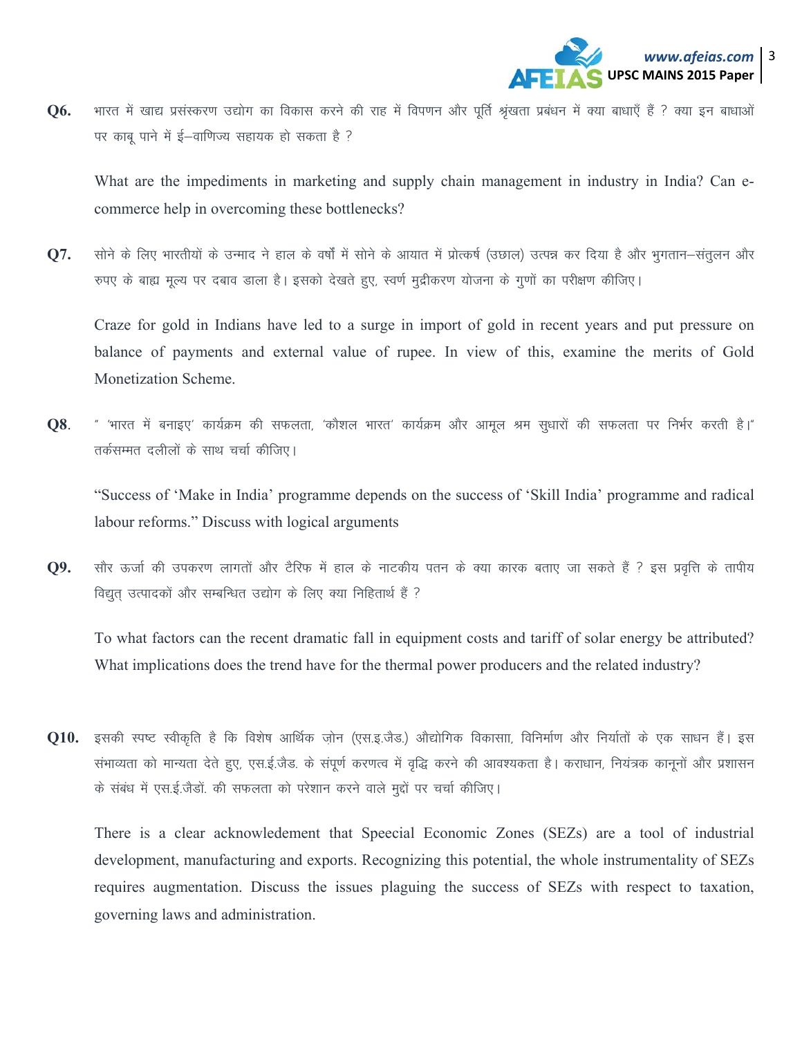**Q6.** भारत में खाद्य प्रसंस्करण उद्योग का विकास करने की राह में विपणन और पूर्ति श्रृंखता प्रबंधन में क्या बाधाएँ हैं ? क्या इन बाधाओं पर काबू पाने में ई–वाणिज्य सहायक हो सकता है ?

What are the impediments in marketing and supply chain management in industry in India? Can e-commerce help in overcoming these bottlenecks?

**Q7.** सोने के लिए भारतीयों के उन्माद ने हाल के वर्षों में सोने के आयात में प्रोत्कर्ष (उछाल) उत्पन्न कर दिया है और भुगतान–संतुलन और रुपए के बाह्य मूल्य पर दबाव डाला है। इसको देखते हुए, स्वर्ण मुद्रीकरण योजना के गुणों का परीक्षण कीजिए।

Craze for gold in Indians have led to a surge in import of gold in recent years and put pressure on balance of payments and external value of rupee. In view of this, examine the merits of Gold Monetization Scheme.

**Q8.** " 'भारत में बनाइए' कार्यक्रम की सफलता, 'कौशल भारत' कार्यक्रम और आमूल श्रम सुधारों की सफलता पर निर्भर करती है।" तर्कसम्मत दलीलों के साथ चर्चा कीजिए।

"Success of 'Make in India' programme depends on the success of 'Skill India' programme and radical labour reforms." Discuss with logical arguments

**Q9.** सौर ऊर्जा की उपकरण लागतों और टैरिफ में हाल के नाटकीय पतन के क्या कारक बताए जा सकते हैं ? इस प्रवृत्ति के तापीय विद्युत् उत्पादकों और सम्बन्धित उद्योग के लिए क्या निहितार्थ हैं ?

To what factors can the recent dramatic fall in equipment costs and tariff of solar energy be attributed? What implications does the trend have for the thermal power producers and the related industry?

**Q10.** इसकी स्पष्ट स्वीकृति है कि विशेष आर्थिक ज़ोन (एस.इ.जैड.) औद्योगिक विकासा, विनिर्माण और निर्यातों के एक साधन हैं। इस संभाव्यता को मान्यता देते हुए, एस.ई.जैड. के संपूर्ण करणत्व में वृद्धि करने की आवश्यकता है। कराधान, नियंत्रक कानूनों और प्रशासन के संबंध में एस.ई.जैडों. की सफलता को परेशान करने वाले मुद्दों पर चर्चा कीजिए।

There is a clear acknowledement that Speecial Economic Zones (SEZs) are a tool of industrial development, manufacturing and exports. Recognizing this potential, the whole instrumentality of SEZs requires augmentation. Discuss the issues plaguing the success of SEZs with respect to taxation, governing laws and administration.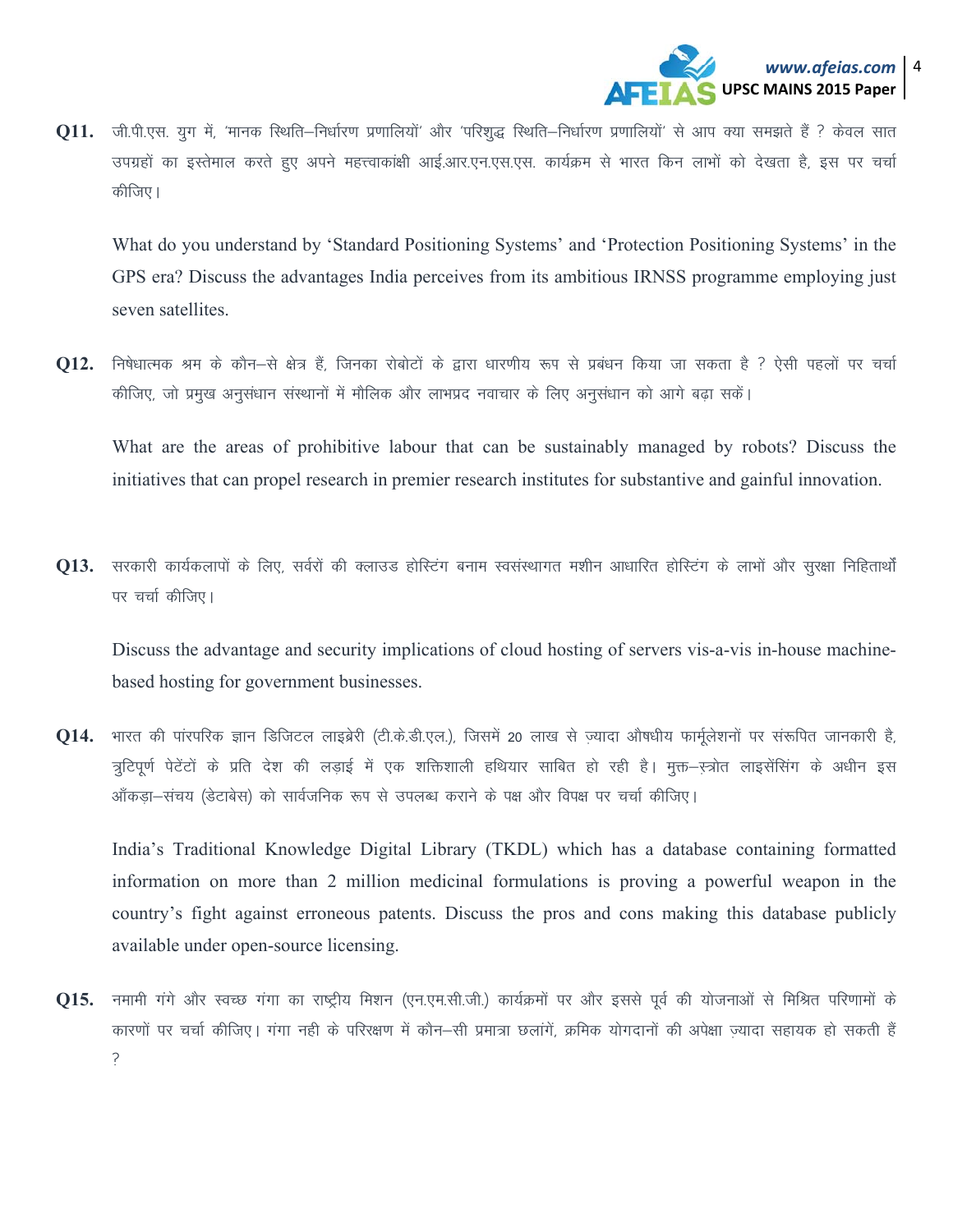**Q11.** जी.पी.एस. युग में, 'मानक स्थिति–निर्धारण प्रणालियों' और 'परिशुद्ध स्थिति–निर्धारण प्रणालियों' से आप क्या समझते हैं ? केवल सात उपग्रहों का इस्तेमाल करते हुए अपने महत्त्वाकांक्षी आई.आर.एन.एस.एस. कार्यक्रम से भारत किन लाभों को देखता है, इस पर चर्चा कीजिए।

What do you understand by 'Standard Positioning Systems' and 'Protection Positioning Systems' in the GPS era? Discuss the advantages India perceives from its ambitious IRNSS programme employing just seven satellites.

**Q12.** निषेधात्मक श्रम के कौन–से क्षेत्र हैं, जिनका रोबोटों के द्वारा धारणीय रूप से प्रबंधन किया जा सकता है ? ऐसी पहलों पर चर्चा कीजिए, जो प्रमुख अनुसंधान संस्थानों में मौलिक और लाभप्रद नवाचार के लिए अनुसंधान को आगे बढ़ा सकें।

What are the areas of prohibitive labour that can be sustainably managed by robots? Discuss the initiatives that can propel research in premier research institutes for substantive and gainful innovation.

**Q13.** सरकारी कार्यकलापों के लिए, सर्वरों की क्लाउड होस्टिंग बनाम स्वसंस्थागत मशीन आधारित होस्टिंग के लाभों और सुरक्षा निहितार्थों पर चर्चा कीजिए।

Discuss the advantage and security implications of cloud hosting of servers vis-a-vis in-house machine-based hosting for government businesses.

**Q14.** भारत की पारंपरिक ज्ञान डिजिटल लाइब्रेरी (टी.के.डी.एल.), जिसमें 20 लाख से ज़्यादा औषधीय फार्मूलेशनों पर संरूपित जानकारी है, त्रुटिपूर्ण पेटेंटों के प्रति देश की लड़ाई में एक शक्तिशाली हथियार साबित हो रही है। मुक्त–स्त्रोत लाइसेंसिंग के अधीन इस आँकड़ा–संचय (डेटाबेस) को सार्वजनिक रूप से उपलब्ध कराने के पक्ष और विपक्ष पर चर्चा कीजिए।

India's Traditional Knowledge Digital Library (TKDL) which has a database containing formatted information on more than 2 million medicinal formulations is proving a powerful weapon in the country's fight against erroneous patents. Discuss the pros and cons making this database publicly available under open-source licensing.

**Q15.** नमामी गंगे और स्वच्छ गंगा का राष्ट्रीय मिशन (एन.एम.सी.जी.) कार्यक्रमों पर और इससे पूर्व की योजनाओं से मिश्रित परिणामों के कारणों पर चर्चा कीजिए। गंगा नही के परिरक्षण में कौन–सी प्रमात्रा छलांगें, क्रमिक योगदानों की अपेक्षा ज़्यादा सहायक हो सकती हैं ?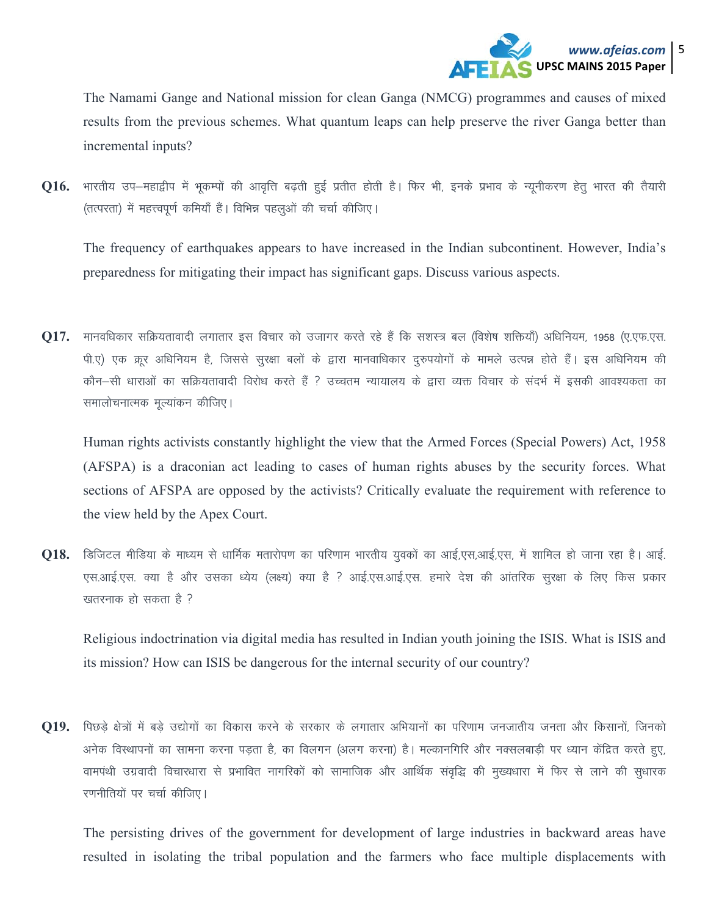The Namami Gange and National mission for clean Ganga (NMCG) programmes and causes of mixed results from the previous schemes. What quantum leaps can help preserve the river Ganga better than incremental inputs?

**Q16.** भारतीय उप–महाद्वीप में भूकम्पों की आवृत्ति बढ़ती हुई प्रतीत होती है। फिर भी, इनके प्रभाव के न्यूनीकरण हेतु भारत की तैयारी (तत्परता) में महत्त्वपूर्ण कमियाँ हैं। विभिन्न पहलुओं की चर्चा कीजिए।

The frequency of earthquakes appears to have increased in the Indian subcontinent. However, India's preparedness for mitigating their impact has significant gaps. Discuss various aspects.

**Q17.** मानवधिकार सक्रियतावादी लगातार इस विचार को उजागर करते रहे हैं कि सशस्त्र बल (विशेष शक्तियाँ) अधिनियम, 1958 (ए.एफ.एस. पी.ए) एक क्रूर अधिनियम है, जिससे सुरक्षा बलों के द्वारा मानवाधिकार दुरुपयोगों के मामले उत्पन्न होते हैं। इस अधिनियम की कौन–सी धाराओं का सक्रियतावादी विरोध करते हैं ? उच्चतम न्यायालय के द्वारा व्यक्त विचार के संदर्भ में इसकी आवश्यकता का समालोचनात्मक मूल्यांकन कीजिए।

Human rights activists constantly highlight the view that the Armed Forces (Special Powers) Act, 1958 (AFSPA) is a draconian act leading to cases of human rights abuses by the security forces. What sections of AFSPA are opposed by the activists? Critically evaluate the requirement with reference to the view held by the Apex Court.

**Q18.** डिजिटल मीडिया के माध्यम से धार्मिक मतारोपण का परिणाम भारतीय युवकों का आई.एस.आई.एस. में शामिल हो जाना रहा है। आई. एस.आई.एस. क्या है और उसका ध्येय (लक्ष्य) क्या है ? आई.एस.आई.एस. हमारे देश की आंतरिक सुरक्षा के लिए किस प्रकार खतरनाक हो सकता है ?

Religious indoctrination via digital media has resulted in Indian youth joining the ISIS. What is ISIS and its mission? How can ISIS be dangerous for the internal security of our country?

**Q19.** पिछड़े क्षेत्रों में बड़े उद्योगों का विकास करने के सरकार के लगातार अभियानों का परिणाम जनजातीय जनता और किसानों, जिनको अनेक विस्थापनों का सामना करना पड़ता है, का विलगन (अलग करना) है। मल्कानगिरि और नक्सलबाड़ी पर ध्यान केंद्रित करते हुए, वामपंथी उग्रवादी विचारधारा से प्रभावित नागरिकों को सामाजिक और आर्थिक संवृद्धि की मुख्यधारा में फिर से लाने की सुधारक रणनीतियों पर चर्चा कीजिए।

The persisting drives of the government for development of large industries in backward areas have resulted in isolating the tribal population and the farmers who face multiple displacements with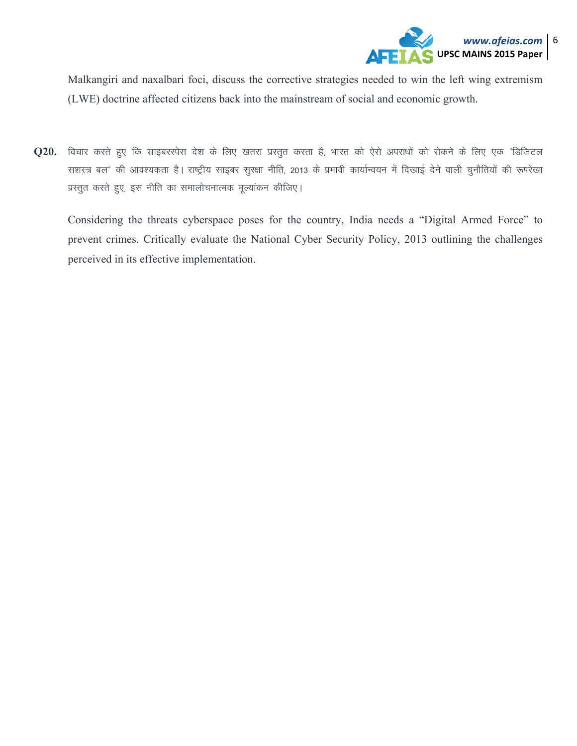Malkangiri and naxalbari foci, discuss the corrective strategies needed to win the left wing extremism (LWE) doctrine affected citizens back into the mainstream of social and economic growth.

**Q20.** विचार करते हुए कि साइबरस्पेस देश के लिए खतरा प्रस्तुत करता है, भारत को ऐसे अपराधों को रोकने के लिए एक "डिजिटल सशस्त्र बल" की आवश्यकता है। राष्ट्रीय साइबर सुरक्षा नीति, 2013 के प्रभावी कार्यान्वयन में दिखाई देने वाली चुनौतियों की रूपरेखा प्रस्तुत करते हुए, इस नीति का समालोचनात्मक मूल्यांकन कीजिए।

Considering the threats cyberspace poses for the country, India needs a "Digital Armed Force" to prevent crimes. Critically evaluate the National Cyber Security Policy, 2013 outlining the challenges perceived in its effective implementation.